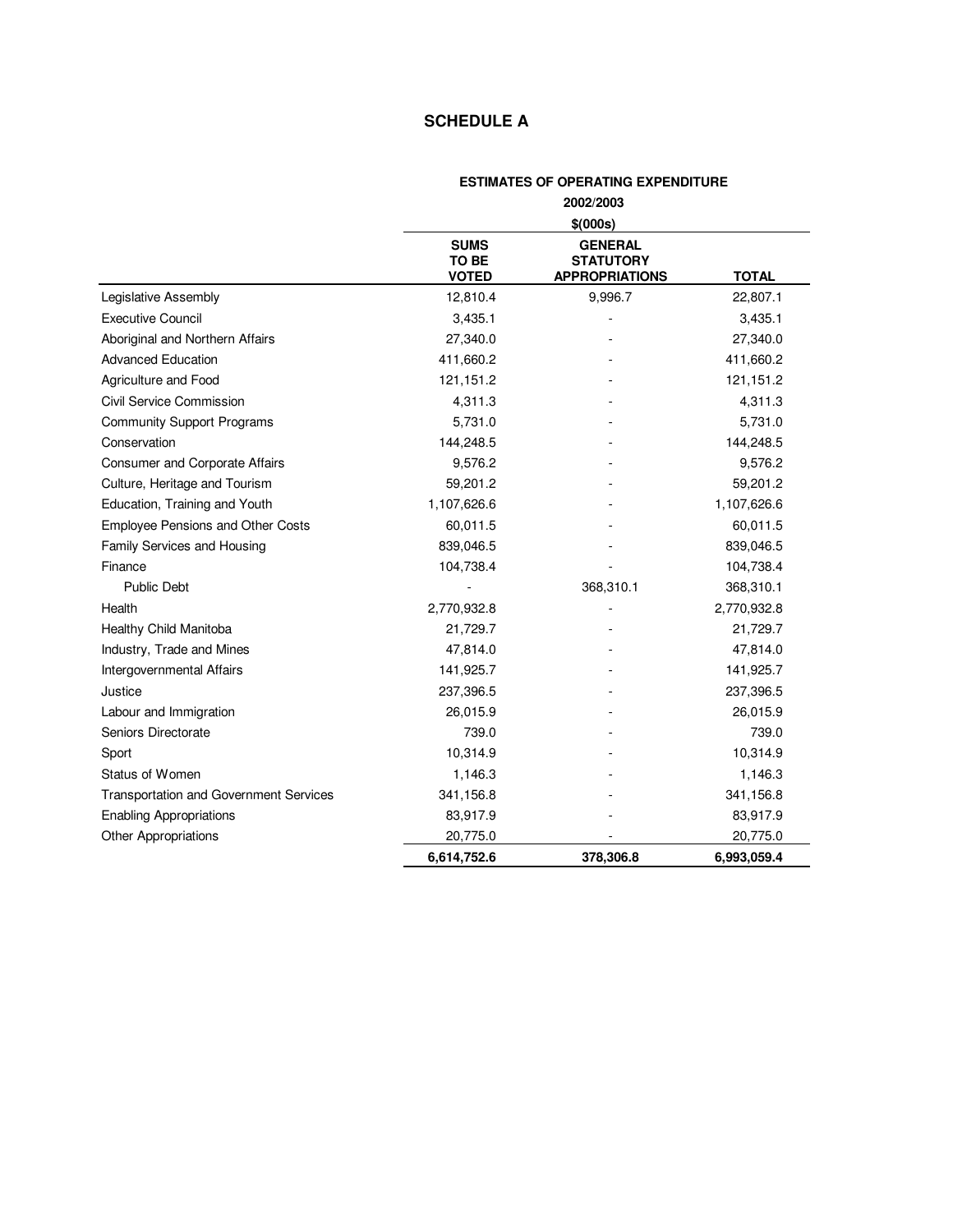# SCHEDULE A

| | ESTIMATES OF OPERATING EXPENDITURE 2002/2003 $(000s) | | |
|---|---|---|---|
| | SUMS TO BE VOTED | GENERAL STATUTORY APPROPRIATIONS | TOTAL |
| Legislative Assembly | 12,810.4 | 9,996.7 | 22,807.1 |
| Executive Council | 3,435.1 | - | 3,435.1 |
| Aboriginal and Northern Affairs | 27,340.0 | - | 27,340.0 |
| Advanced Education | 411,660.2 | - | 411,660.2 |
| Agriculture and Food | 121,151.2 | - | 121,151.2 |
| Civil Service Commission | 4,311.3 | - | 4,311.3 |
| Community Support Programs | 5,731.0 | - | 5,731.0 |
| Conservation | 144,248.5 | - | 144,248.5 |
| Consumer and Corporate Affairs | 9,576.2 | - | 9,576.2 |
| Culture, Heritage and Tourism | 59,201.2 | - | 59,201.2 |
| Education, Training and Youth | 1,107,626.6 | - | 1,107,626.6 |
| Employee Pensions and Other Costs | 60,011.5 | - | 60,011.5 |
| Family Services and Housing | 839,046.5 | - | 839,046.5 |
| Finance | 104,738.4 | - | 104,738.4 |
| Public Debt | - | 368,310.1 | 368,310.1 |
| Health | 2,770,932.8 | - | 2,770,932.8 |
| Healthy Child Manitoba | 21,729.7 | - | 21,729.7 |
| Industry, Trade and Mines | 47,814.0 | - | 47,814.0 |
| Intergovernmental Affairs | 141,925.7 | - | 141,925.7 |
| Justice | 237,396.5 | - | 237,396.5 |
| Labour and Immigration | 26,015.9 | - | 26,015.9 |
| Seniors Directorate | 739.0 | - | 739.0 |
| Sport | 10,314.9 | - | 10,314.9 |
| Status of Women | 1,146.3 | - | 1,146.3 |
| Transportation and Government Services | 341,156.8 | - | 341,156.8 |
| Enabling Appropriations | 83,917.9 | - | 83,917.9 |
| Other Appropriations | 20,775.0 | - | 20,775.0 |
| | **6,614,752.6** | **378,306.8** | **6,993,059.4** |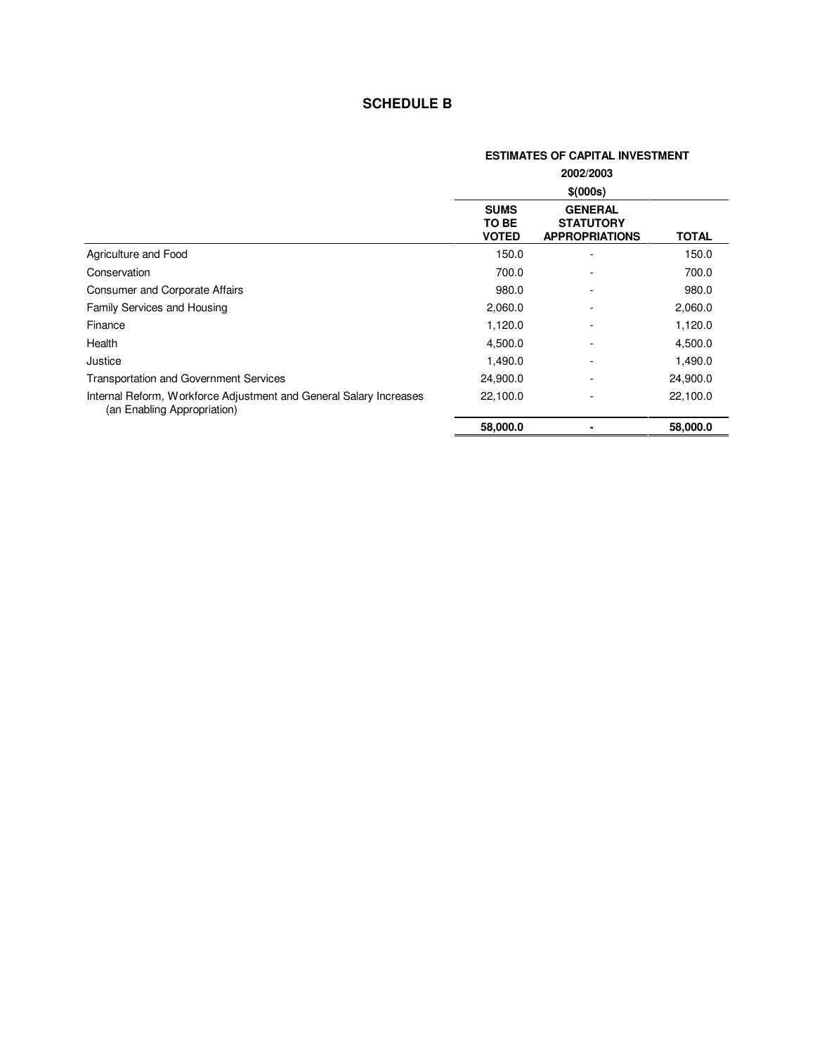## SCHEDULE B

| | ESTIMATES OF CAPITAL INVESTMENT 2002/2003 $(000s) | | |
|---|---|---|---|
| | **SUMS TO BE VOTED** | **GENERAL STATUTORY APPROPRIATIONS** | **TOTAL** |
| Agriculture and Food | 150.0 | - | 150.0 |
| Conservation | 700.0 | - | 700.0 |
| Consumer and Corporate Affairs | 980.0 | - | 980.0 |
| Family Services and Housing | 2,060.0 | - | 2,060.0 |
| Finance | 1,120.0 | - | 1,120.0 |
| Health | 4,500.0 | - | 4,500.0 |
| Justice | 1,490.0 | - | 1,490.0 |
| Transportation and Government Services | 24,900.0 | - | 24,900.0 |
| Internal Reform, Workforce Adjustment and General Salary Increases (an Enabling Appropriation) | 22,100.0 | - | 22,100.0 |
| | **58,000.0** | **-** | **58,000.0** |